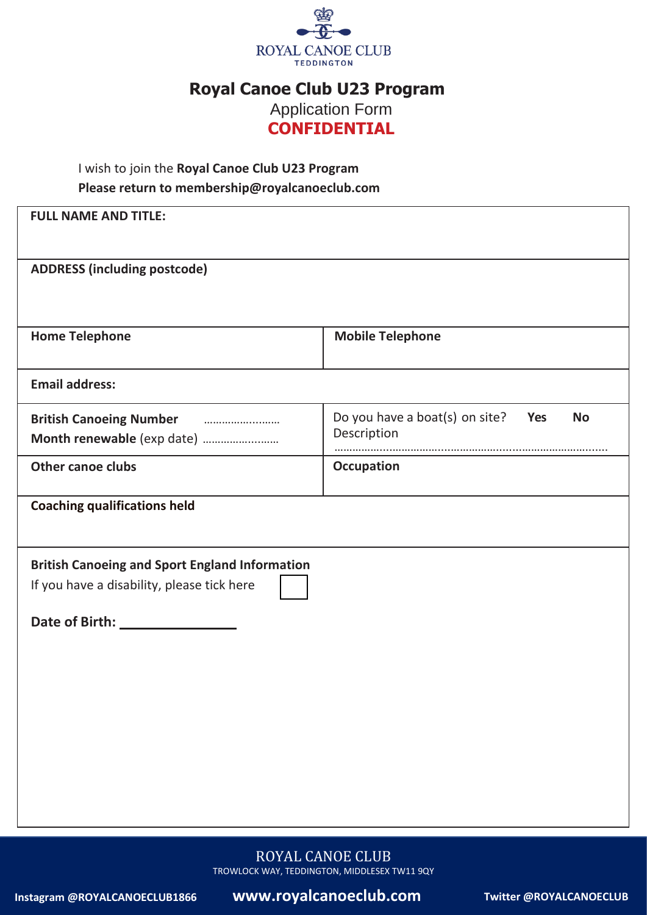ROYAL CANOE CLUB
TEDDINGTON

# Royal Canoe Club U23 Program

## Application Form

## CONFIDENTIAL

I wish to join the **Royal Canoe Club U23 Program**
**Please return to membership@royalcanoeclub.com**

| | |
|---|---|
| **FULL NAME AND TITLE:** | |
| **ADDRESS (including postcode)** | |
| **Home Telephone** | **Mobile Telephone** |
| **Email address:** | |
| **British Canoeing Number** …………….……… <br> **Month renewable** (exp date) …………….……… | Do you have a boat(s) on site? **Yes** **No** <br> Description ……………………………………………………………………… |
| **Other canoe clubs** | **Occupation** |
| **Coaching qualifications held** | |
| **British Canoeing and Sport England Information** <br> If you have a disability, please tick here ☐ <br><br> **Date of Birth:** ________________ | |

ROYAL CANOE CLUB
TROWLOCK WAY, TEDDINGTON, MIDDLESEX TW11 9QY

**Instagram @ROYALCANOECLUB1866** **www.royalcanoeclub.com** **Twitter @ROYALCANOECLUB**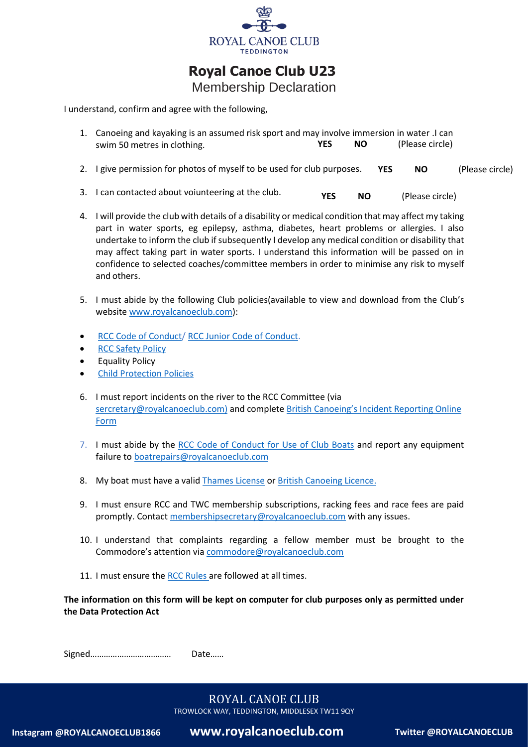ROYAL CANOE CLUB
TEDDINGTON

# Royal Canoe Club U23

## Membership Declaration

I understand, confirm and agree with the following,

1. Canoeing and kayaking is an assumed risk sport and may involve immersion in water .I can swim 50 metres in clothing. **YES** **NO** (Please circle)
2. I give permission for photos of myself to be used for club purposes. **YES** **NO** (Please circle)
3. I can contacted about voiunteering at the club. **YES** **NO** (Please circle)
4. I will provide the club with details of a disability or medical condition that may affect my taking part in water sports, eg epilepsy, asthma, diabetes, heart problems or allergies. I also undertake to inform the club if subsequently I develop any medical condition or disability that may affect taking part in water sports. I understand this information will be passed on in confidence to selected coaches/committee members in order to minimise any risk to myself and others.
5. I must abide by the following Club policies(available to view and download from the Club's website www.royalcanoeclub.com):

- RCC Code of Conduct/ RCC Junior Code of Conduct.
- RCC Safety Policy
- Equality Policy
- Child Protection Policies

6. I must report incidents on the river to the RCC Committee (via sercretary@royalcanoeclub.com) and complete British Canoeing's Incident Reporting Online Form
7. I must abide by the RCC Code of Conduct for Use of Club Boats and report any equipment failure to boatrepairs@royalcanoeclub.com
8. My boat must have a valid Thames License or British Canoeing Licence.
9. I must ensure RCC and TWC membership subscriptions, racking fees and race fees are paid promptly. Contact membershipsecretary@royalcanoeclub.com with any issues.
10. I understand that complaints regarding a fellow member must be brought to the Commodore's attention via commodore@royalcanoeclub.com
11. I must ensure the RCC Rules are followed at all times.

**The information on this form will be kept on computer for club purposes only as permitted under the Data Protection Act**

Signed……………………………… Date……

ROYAL CANOE CLUB
TROWLOCK WAY, TEDDINGTON, MIDDLESEX TW11 9QY

**Instagram @ROYALCANOECLUB1866** **www.royalcanoeclub.com** **Twitter @ROYALCANOECLUB**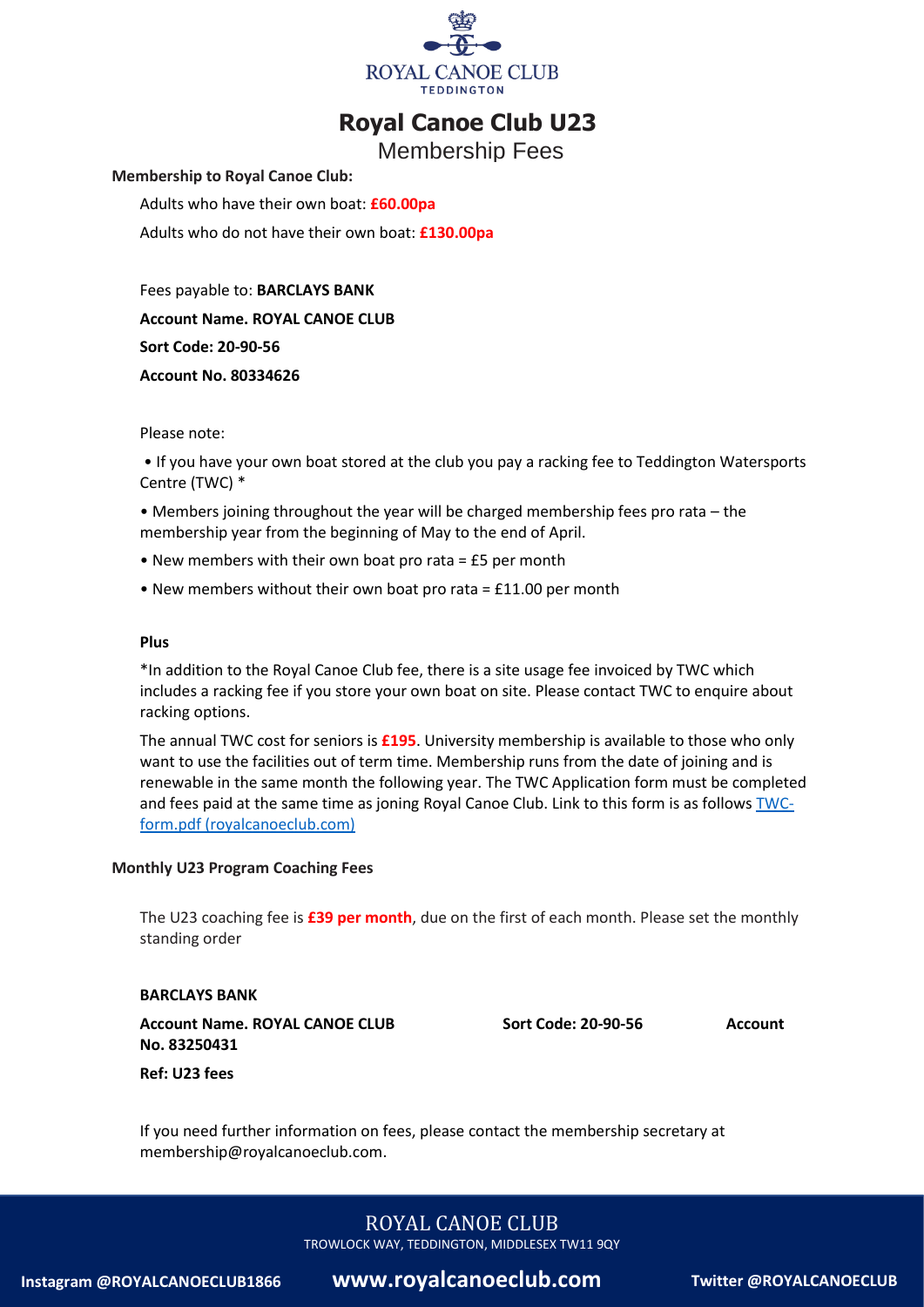ROYAL CANOE CLUB
TEDDINGTON

# Royal Canoe Club U23

## Membership Fees

**Membership to Royal Canoe Club:**

Adults who have their own boat: **£60.00pa**

Adults who do not have their own boat: **£130.00pa**

Fees payable to: **BARCLAYS BANK**

**Account Name. ROYAL CANOE CLUB**

**Sort Code: 20-90-56**

**Account No. 80334626**

Please note:

- If you have your own boat stored at the club you pay a racking fee to Teddington Watersports Centre (TWC) *
- Members joining throughout the year will be charged membership fees pro rata – the membership year from the beginning of May to the end of April.
- New members with their own boat pro rata = £5 per month
- New members without their own boat pro rata = £11.00 per month

**Plus**

*In addition to the Royal Canoe Club fee, there is a site usage fee invoiced by TWC which includes a racking fee if you store your own boat on site. Please contact TWC to enquire about racking options.

The annual TWC cost for seniors is **£195**. University membership is available to those who only want to use the facilities out of term time. Membership runs from the date of joining and is renewable in the same month the following year. The TWC Application form must be completed and fees paid at the same time as joning Royal Canoe Club. Link to this form is as follows [TWC-form.pdf (royalcanoeclub.com)]

**Monthly U23 Program Coaching Fees**

The U23 coaching fee is **£39 per month**, due on the first of each month. Please set the monthly standing order

**BARCLAYS BANK**

**Account Name. ROYAL CANOE CLUB** **Sort Code: 20-90-56** **Account No. 83250431**

**Ref: U23 fees**

If you need further information on fees, please contact the membership secretary at membership@royalcanoeclub.com.

ROYAL CANOE CLUB
TROWLOCK WAY, TEDDINGTON, MIDDLESEX TW11 9QY

**Instagram @ROYALCANOECLUB1866** **www.royalcanoeclub.com** **Twitter @ROYALCANOECLUB**